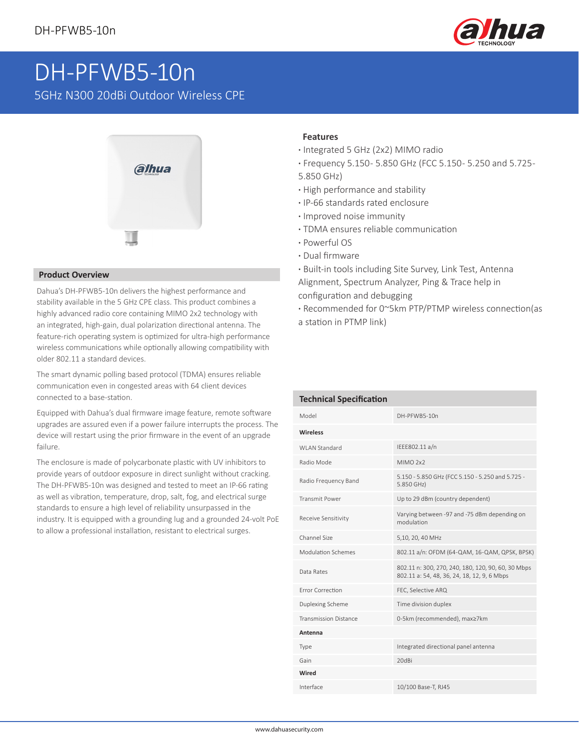# DH-PFWB5-10n

5GHz N300 20dBi Outdoor Wireless CPE

## Product Overview

Dahua's DH-PFWB5-10n delivers the highest performance and stability available in the 5 GHz CPE class. This product combines a highly advanced radio core containing MIMO 2x2 technology with an integrated, high-gain, dual polarization directional antenna. The feature-rich operating system is optimized for ultra-high performance wireless communications while optionally allowing compatibility with older 802.11 a standard devices.

The smart dynamic polling based protocol (TDMA) ensures reliable communication even in congested areas with 64 client devices connected to a base-station.

Equipped with Dahua's dual firmware image feature, remote software upgrades are assured even if a power failure interrupts the process. The device will restart using the prior firmware in the event of an upgrade failure.

The enclosure is made of polycarbonate plastic with UV inhibitors to provide years of outdoor exposure in direct sunlight without cracking. The DH-PFWB5-10n was designed and tested to meet an IP-66 rating as well as vibration, temperature, drop, salt, fog, and electrical surge standards to ensure a high level of reliability unsurpassed in the industry. It is equipped with a grounding lug and a grounded 24-volt PoE to allow a professional installation, resistant to electrical surges.

## Features

- Integrated 5 GHz (2x2) MIMO radio
- Frequency 5.150- 5.850 GHz (FCC 5.150- 5.250 and 5.725- 5.850 GHz)
- High performance and stability
- IP-66 standards rated enclosure
- Improved noise immunity
- TDMA ensures reliable communication
- Powerful OS
- Dual firmware
- Built-in tools including Site Survey, Link Test, Antenna Alignment, Spectrum Analyzer, Ping & Trace help in configuration and debugging
- Recommended for 0~5km PTP/PTMP wireless connection(as a station in PTMP link)

## Technical Specification

| | |
|---|---|
| Model | DH-PFWB5-10n |
| **Wireless** | |
| WLAN Standard | IEEE802.11 a/n |
| Radio Mode | MIMO 2x2 |
| Radio Frequency Band | 5.150 - 5.850 GHz (FCC 5.150 - 5.250 and 5.725 - 5.850 GHz) |
| Transmit Power | Up to 29 dBm (country dependent) |
| Receive Sensitivity | Varying between -97 and -75 dBm depending on modulation |
| Channel Size | 5,10, 20, 40 MHz |
| Modulation Schemes | 802.11 a/n: OFDM (64-QAM, 16-QAM, QPSK, BPSK) |
| Data Rates | 802.11 n: 300, 270, 240, 180, 120, 90, 60, 30 Mbps<br>802.11 a: 54, 48, 36, 24, 18, 12, 9, 6 Mbps |
| Error Correction | FEC, Selective ARQ |
| Duplexing Scheme | Time division duplex |
| Transmission Distance | 0-5km (recommended), max≥7km |
| **Antenna** | |
| Type | Integrated directional panel antenna |
| Gain | 20dBi |
| **Wired** | |
| Interface | 10/100 Base-T, RJ45 |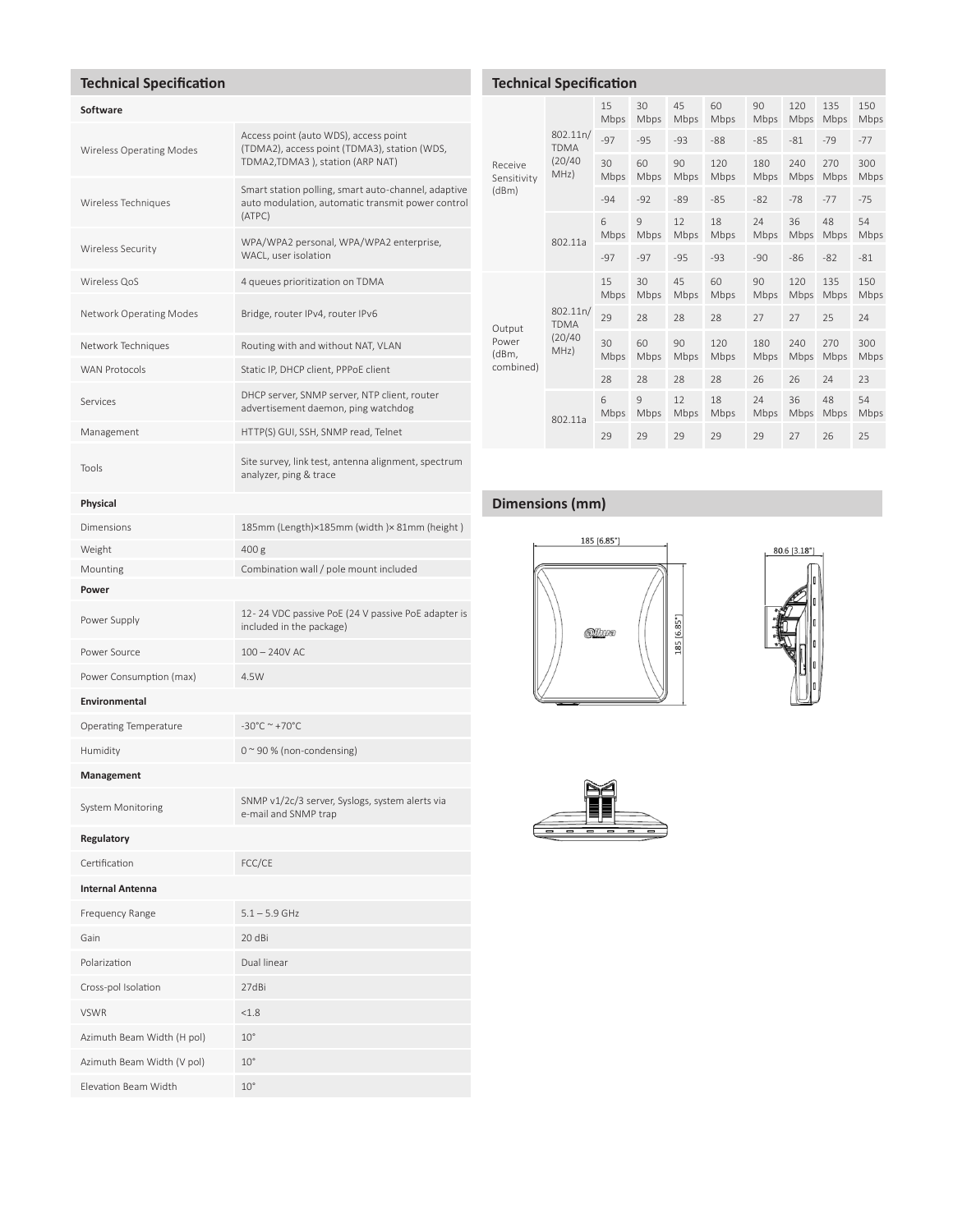## Technical Specification

| | |
|---|---|
| **Software** | |
| Wireless Operating Modes | Access point (auto WDS), access point (TDMA2), access point (TDMA3), station (WDS, TDMA2,TDMA3 ), station (ARP NAT) |
| Wireless Techniques | Smart station polling, smart auto-channel, adaptive auto modulation, automatic transmit power control (ATPC) |
| Wireless Security | WPA/WPA2 personal, WPA/WPA2 enterprise, WACL, user isolation |
| Wireless QoS | 4 queues prioritization on TDMA |
| Network Operating Modes | Bridge, router IPv4, router IPv6 |
| Network Techniques | Routing with and without NAT, VLAN |
| WAN Protocols | Static IP, DHCP client, PPPoE client |
| Services | DHCP server, SNMP server, NTP client, router advertisement daemon, ping watchdog |
| Management | HTTP(S) GUI, SSH, SNMP read, Telnet |
| Tools | Site survey, link test, antenna alignment, spectrum analyzer, ping & trace |
| **Physical** | |
| Dimensions | 185mm (Length)×185mm (width )× 81mm (height ) |
| Weight | 400 g |
| Mounting | Combination wall / pole mount included |
| **Power** | |
| Power Supply | 12- 24 VDC passive PoE (24 V passive PoE adapter is included in the package) |
| Power Source | 100 – 240V AC |
| Power Consumption (max) | 4.5W |
| **Environmental** | |
| Operating Temperature | -30°C ~ +70°C |
| Humidity | 0 ~ 90 % (non-condensing) |
| **Management** | |
| System Monitoring | SNMP v1/2c/3 server, Syslogs, system alerts via e-mail and SNMP trap |
| **Regulatory** | |
| Certification | FCC/CE |
| **Internal Antenna** | |
| Frequency Range | 5.1 – 5.9 GHz |
| Gain | 20 dBi |
| Polarization | Dual linear |
| Cross-pol Isolation | 27dBi |
| VSWR | <1.8 |
| Azimuth Beam Width (H pol) | 10° |
| Azimuth Beam Width (V pol) | 10° |
| Elevation Beam Width | 10° |

## Technical Specification

| | | | | | | | | | |
|---|---|---|---|---|---|---|---|---|---|
| Receive Sensitivity (dBm) | 802.11n/ TDMA (20/40 MHz) | 15 Mbps | 30 Mbps | 45 Mbps | 60 Mbps | 90 Mbps | 120 Mbps | 135 Mbps | 150 Mbps |
| | | -97 | -95 | -93 | -88 | -85 | -81 | -79 | -77 |
| | | 30 Mbps | 60 Mbps | 90 Mbps | 120 Mbps | 180 Mbps | 240 Mbps | 270 Mbps | 300 Mbps |
| | | -94 | -92 | -89 | -85 | -82 | -78 | -77 | -75 |
| | 802.11a | 6 Mbps | 9 Mbps | 12 Mbps | 18 Mbps | 24 Mbps | 36 Mbps | 48 Mbps | 54 Mbps |
| | | -97 | -97 | -95 | -93 | -90 | -86 | -82 | -81 |
| Output Power (dBm, combined) | 802.11n/ TDMA (20/40 MHz) | 15 Mbps | 30 Mbps | 45 Mbps | 60 Mbps | 90 Mbps | 120 Mbps | 135 Mbps | 150 Mbps |
| | | 29 | 28 | 28 | 28 | 27 | 27 | 25 | 24 |
| | | 30 Mbps | 60 Mbps | 90 Mbps | 120 Mbps | 180 Mbps | 240 Mbps | 270 Mbps | 300 Mbps |
| | | 28 | 28 | 28 | 28 | 26 | 26 | 24 | 23 |
| | 802.11a | 6 Mbps | 9 Mbps | 12 Mbps | 18 Mbps | 24 Mbps | 36 Mbps | 48 Mbps | 54 Mbps |
| | | 29 | 29 | 29 | 29 | 29 | 27 | 26 | 25 |

## Dimensions (mm)

185 [6.85"]

185 [6.85"]

80.6 [3.18"]